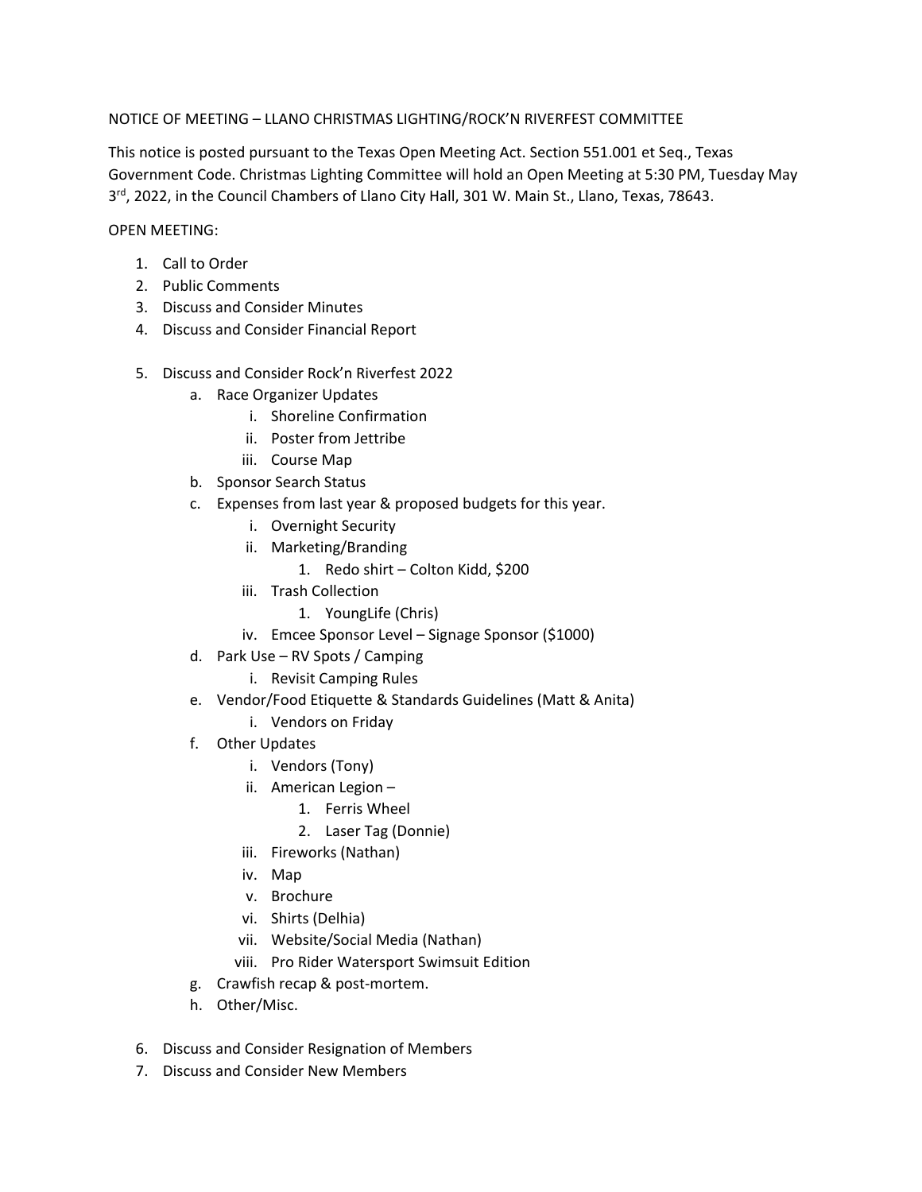NOTICE OF MEETING – LLANO CHRISTMAS LIGHTING/ROCK'N RIVERFEST COMMITTEE

This notice is posted pursuant to the Texas Open Meeting Act. Section 551.001 et Seq., Texas Government Code. Christmas Lighting Committee will hold an Open Meeting at 5:30 PM, Tuesday May 3rd, 2022, in the Council Chambers of Llano City Hall, 301 W. Main St., Llano, Texas, 78643.

OPEN MEETING:

1. Call to Order
2. Public Comments
3. Discuss and Consider Minutes
4. Discuss and Consider Financial Report
5. Discuss and Consider Rock'n Riverfest 2022
   a. Race Organizer Updates
      i. Shoreline Confirmation
      ii. Poster from Jettribe
      iii. Course Map
   b. Sponsor Search Status
   c. Expenses from last year & proposed budgets for this year.
      i. Overnight Security
      ii. Marketing/Branding
         1. Redo shirt – Colton Kidd, $200
      iii. Trash Collection
         1. YoungLife (Chris)
      iv. Emcee Sponsor Level – Signage Sponsor ($1000)
   d. Park Use – RV Spots / Camping
      i. Revisit Camping Rules
   e. Vendor/Food Etiquette & Standards Guidelines (Matt & Anita)
      i. Vendors on Friday
   f. Other Updates
      i. Vendors (Tony)
      ii. American Legion –
         1. Ferris Wheel
         2. Laser Tag (Donnie)
      iii. Fireworks (Nathan)
      iv. Map
      v. Brochure
      vi. Shirts (Delhia)
      vii. Website/Social Media (Nathan)
      viii. Pro Rider Watersport Swimsuit Edition
   g. Crawfish recap & post-mortem.
   h. Other/Misc.
6. Discuss and Consider Resignation of Members
7. Discuss and Consider New Members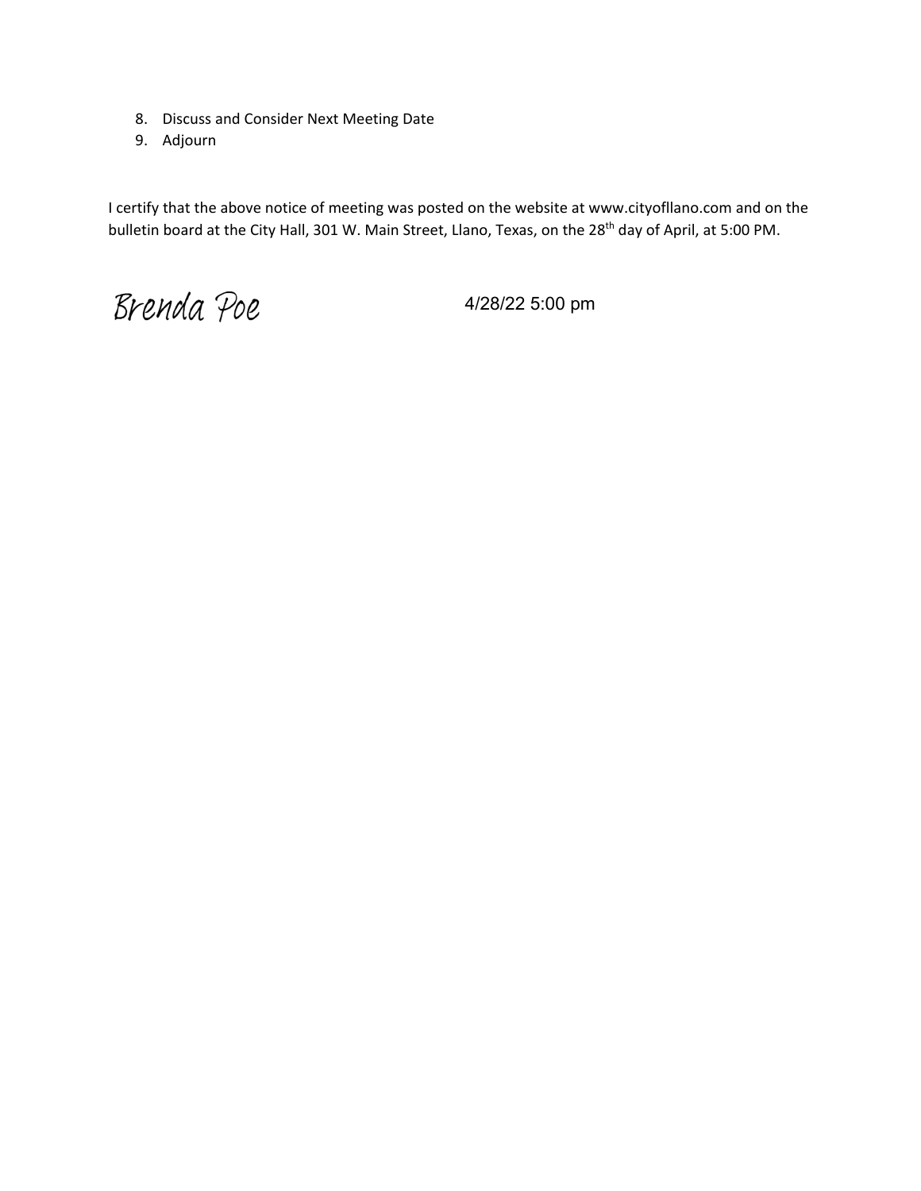8. Discuss and Consider Next Meeting Date
9. Adjourn

I certify that the above notice of meeting was posted on the website at www.cityofllano.com and on the bulletin board at the City Hall, 301 W. Main Street, Llano, Texas, on the 28th day of April, at 5:00 PM.

Brenda Poe 4/28/22 5:00 pm